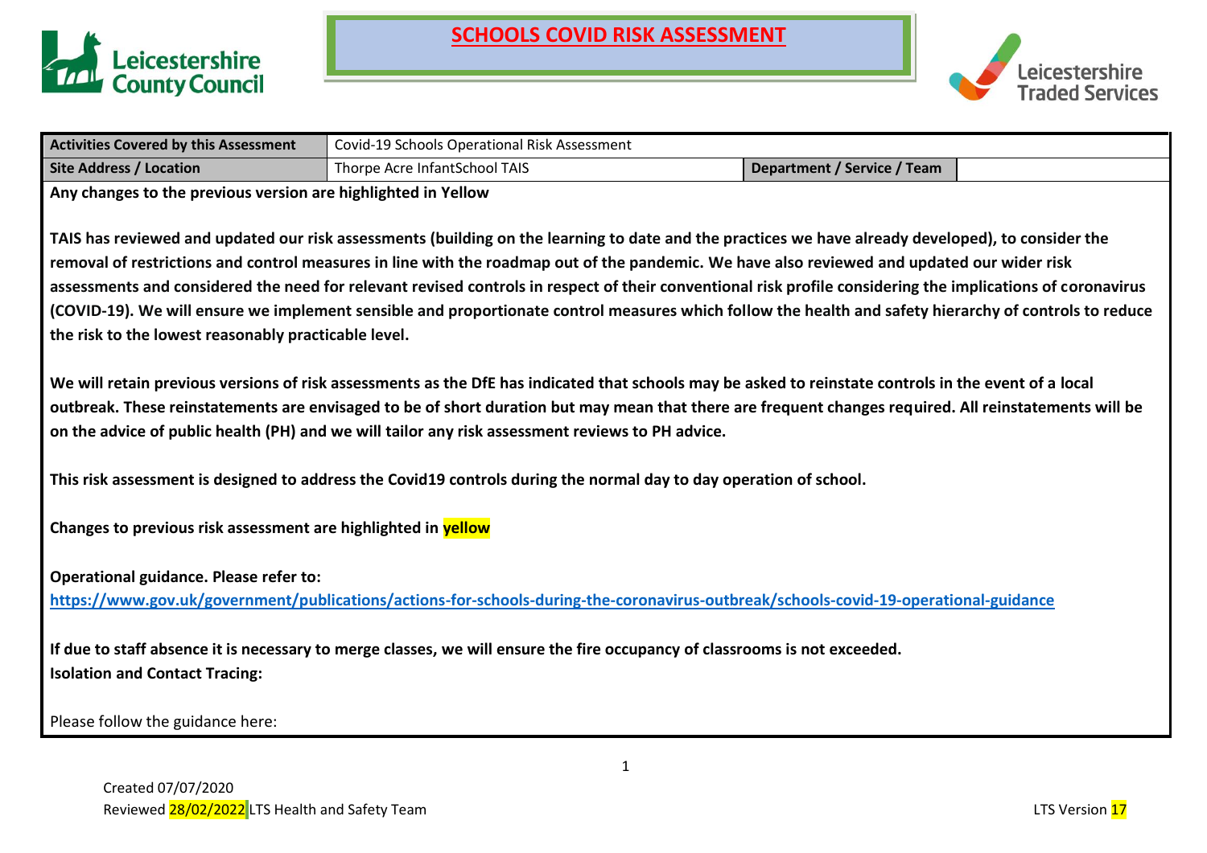# SCHOOLS COVID RISK ASSESSMENT

| Activities Covered by this Assessment | Covid-19 Schools Operational Risk Assessment | | |
|---|---|---|---|
| **Site Address / Location** | Thorpe Acre InfantSchool TAIS | **Department / Service / Team** | |

**Any changes to the previous version are highlighted in Yellow**

**TAIS has reviewed and updated our risk assessments (building on the learning to date and the practices we have already developed), to consider the removal of restrictions and control measures in line with the roadmap out of the pandemic. We have also reviewed and updated our wider risk assessments and considered the need for relevant revised controls in respect of their conventional risk profile considering the implications of coronavirus (COVID-19). We will ensure we implement sensible and proportionate control measures which follow the health and safety hierarchy of controls to reduce the risk to the lowest reasonably practicable level.**

**We will retain previous versions of risk assessments as the DfE has indicated that schools may be asked to reinstate controls in the event of a local outbreak. These reinstatements are envisaged to be of short duration but may mean that there are frequent changes required. All reinstatements will be on the advice of public health (PH) and we will tailor any risk assessment reviews to PH advice.**

**This risk assessment is designed to address the Covid19 controls during the normal day to day operation of school.**

**Changes to previous risk assessment are highlighted in yellow**

**Operational guidance. Please refer to:**
**https://www.gov.uk/government/publications/actions-for-schools-during-the-coronavirus-outbreak/schools-covid-19-operational-guidance**

**If due to staff absence it is necessary to merge classes, we will ensure the fire occupancy of classrooms is not exceeded.**
**Isolation and Contact Tracing:**

Please follow the guidance here:

Created 07/07/2020
Reviewed 28/02/2022 LTS Health and Safety Team

LTS Version 17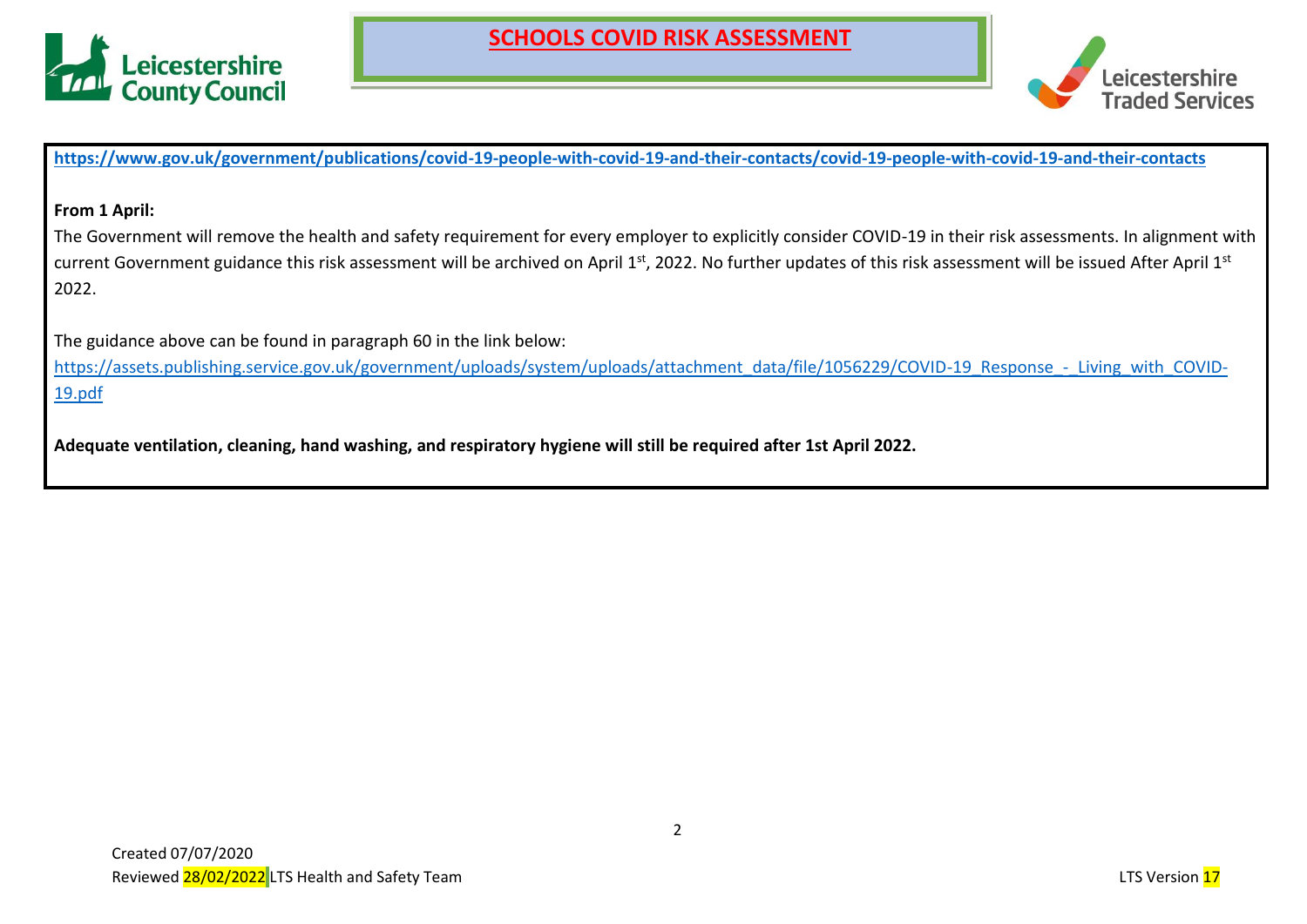**https://www.gov.uk/government/publications/covid-19-people-with-covid-19-and-their-contacts/covid-19-people-with-covid-19-and-their-contacts**

**From 1 April:**

The Government will remove the health and safety requirement for every employer to explicitly consider COVID-19 in their risk assessments. In alignment with current Government guidance this risk assessment will be archived on April 1st, 2022. No further updates of this risk assessment will be issued After April 1st 2022.

The guidance above can be found in paragraph 60 in the link below:

https://assets.publishing.service.gov.uk/government/uploads/system/uploads/attachment_data/file/1056229/COVID-19_Response_-_Living_with_COVID-19.pdf

**Adequate ventilation, cleaning, hand washing, and respiratory hygiene will still be required after 1st April 2022.**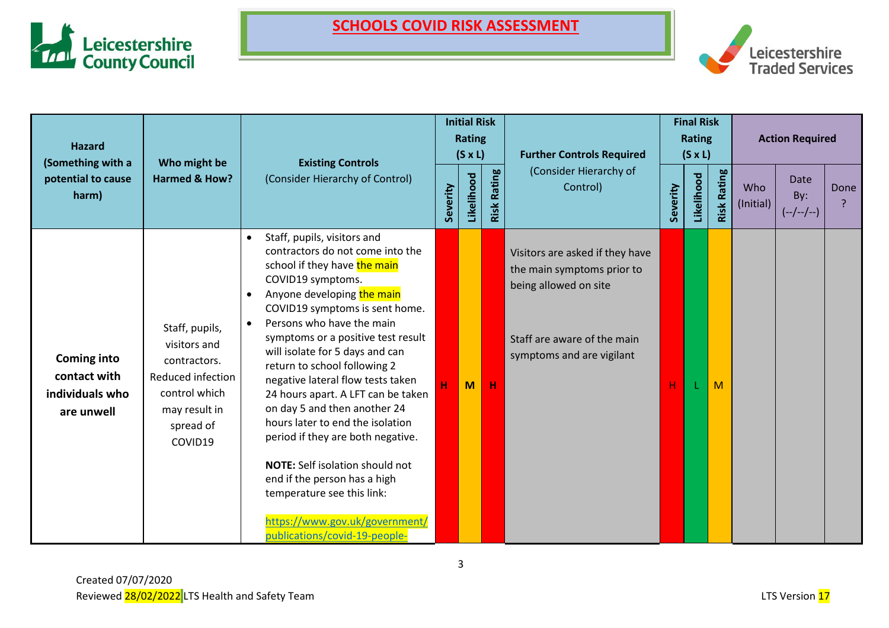# SCHOOLS COVID RISK ASSESSMENT

| Hazard (Something with a potential to cause harm) | Who might be Harmed & How? | Existing Controls (Consider Hierarchy of Control) | Initial Risk Rating (S x L) | | | Further Controls Required (Consider Hierarchy of Control) | Final Risk Rating (S x L) | | | Action Required | | |
|---|---|---|---|---|---|---|---|---|---|---|---|---|
| | | | Severity | Likelihood | Risk Rating | | Severity | Likelihood | Risk Rating | Who (Initial) | Date By: (--/--/--) | Done ? |
| **Coming into contact with individuals who are unwell** | Staff, pupils, visitors and contractors. Reduced infection control which may result in spread of COVID19 | • Staff, pupils, visitors and contractors do not come into the school if they have the main COVID19 symptoms.<br>• Anyone developing the main COVID19 symptoms is sent home.<br>• Persons who have the main symptoms or a positive test result will isolate for 5 days and can return to school following 2 negative lateral flow tests taken 24 hours apart. A LFT can be taken on day 5 and then another 24 hours later to end the isolation period if they are both negative.<br><br>**NOTE:** Self isolation should not end if the person has a high temperature see this link:<br><br>https://www.gov.uk/government/publications/covid-19-people- | H | M | H | Visitors are asked if they have the main symptoms prior to being allowed on site<br><br>Staff are aware of the main symptoms and are vigilant | H | L | M | | | |

Created 07/07/2020
Reviewed 28/02/2022 LTS Health and Safety Team

LTS Version 17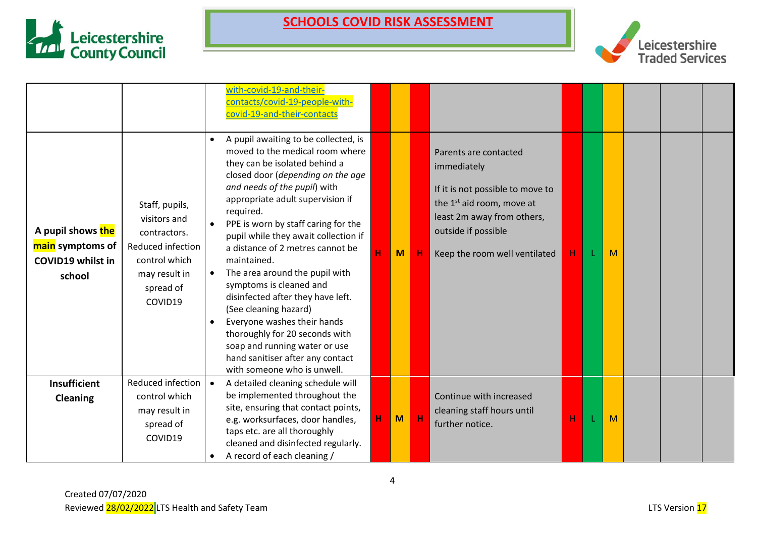# SCHOOLS COVID RISK ASSESSMENT

| | | | | | | | | | | | | |
|---|---|---|---|---|---|---|---|---|---|---|---|---|
| | | with-covid-19-and-their-contacts/covid-19-people-with-covid-19-and-their-contacts | | | | | | | | | | |
| **A pupil shows the main symptoms of COVID19 whilst in school** | Staff, pupils, visitors and contractors. Reduced infection control which may result in spread of COVID19 | • A pupil awaiting to be collected, is moved to the medical room where they can be isolated behind a closed door (*depending on the age and needs of the pupil*) with appropriate adult supervision if required.<br>• PPE is worn by staff caring for the pupil while they await collection if a distance of 2 metres cannot be maintained.<br>• The area around the pupil with symptoms is cleaned and disinfected after they have left. (See cleaning hazard)<br>• Everyone washes their hands thoroughly for 20 seconds with soap and running water or use hand sanitiser after any contact with someone who is unwell. | H | M | H | Parents are contacted immediately<br><br>If it is not possible to move to the 1st aid room, move at least 2m away from others, outside if possible<br><br>Keep the room well ventilated | H | L | M | | | |
| **Insufficient Cleaning** | Reduced infection control which may result in spread of COVID19 | • A detailed cleaning schedule will be implemented throughout the site, ensuring that contact points, e.g. worksurfaces, door handles, taps etc. are all thoroughly cleaned and disinfected regularly.<br>• A record of each cleaning / | H | M | H | Continue with increased cleaning staff hours until further notice. | H | L | M | | | |

Created 07/07/2020
Reviewed 28/02/2022 LTS Health and Safety Team
LTS Version 17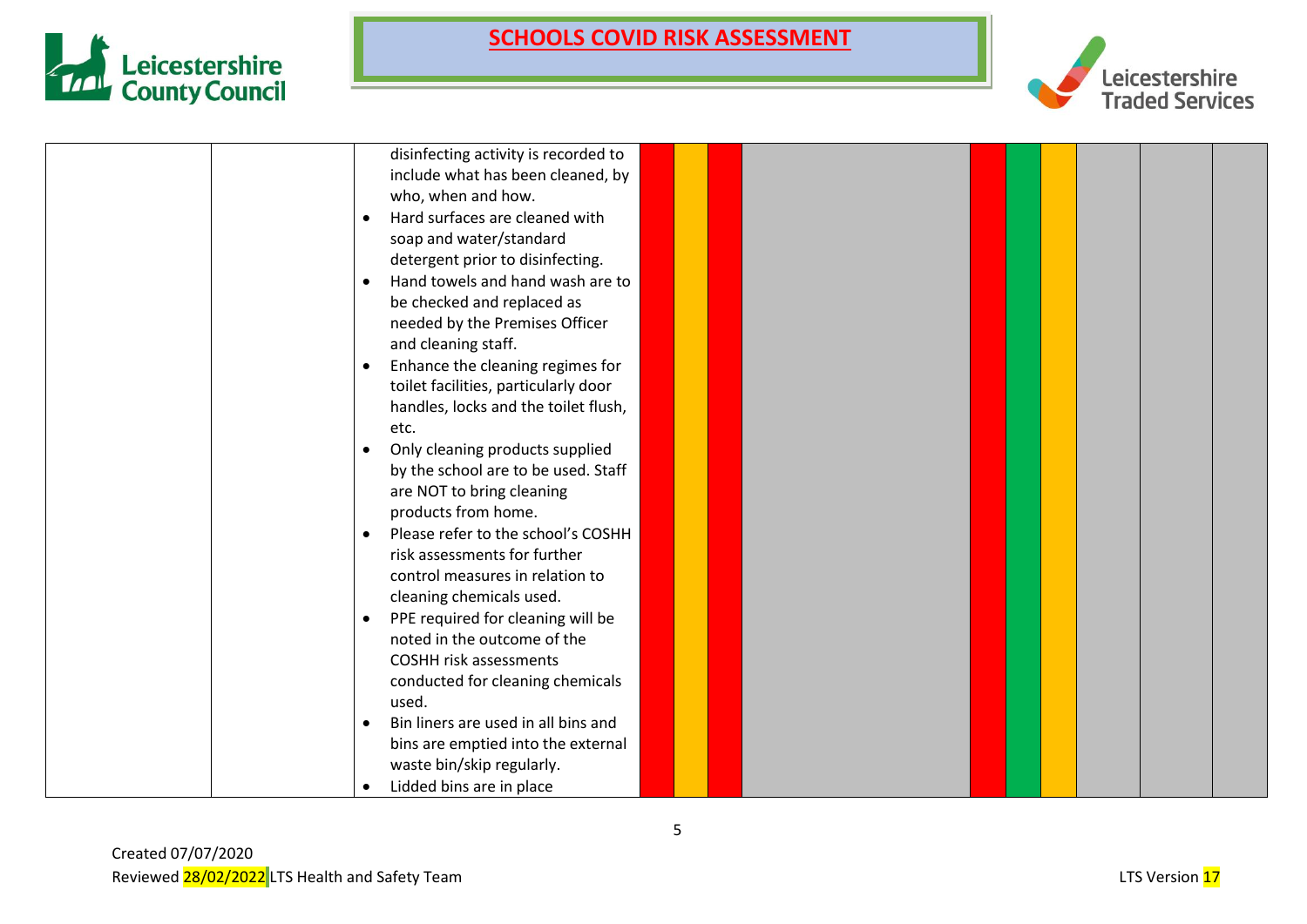| | | | | | | | | | | | | |
|---|---|---|---|---|---|---|---|---|---|---|---|---|
| | | disinfecting activity is recorded to include what has been cleaned, by who, when and how.<br>• Hard surfaces are cleaned with soap and water/standard detergent prior to disinfecting.<br>• Hand towels and hand wash are to be checked and replaced as needed by the Premises Officer and cleaning staff.<br>• Enhance the cleaning regimes for toilet facilities, particularly door handles, locks and the toilet flush, etc.<br>• Only cleaning products supplied by the school are to be used. Staff are NOT to bring cleaning products from home.<br>• Please refer to the school's COSHH risk assessments for further control measures in relation to cleaning chemicals used.<br>• PPE required for cleaning will be noted in the outcome of the COSHH risk assessments conducted for cleaning chemicals used.<br>• Bin liners are used in all bins and bins are emptied into the external waste bin/skip regularly.<br>• Lidded bins are in place | | | | | | | | | | |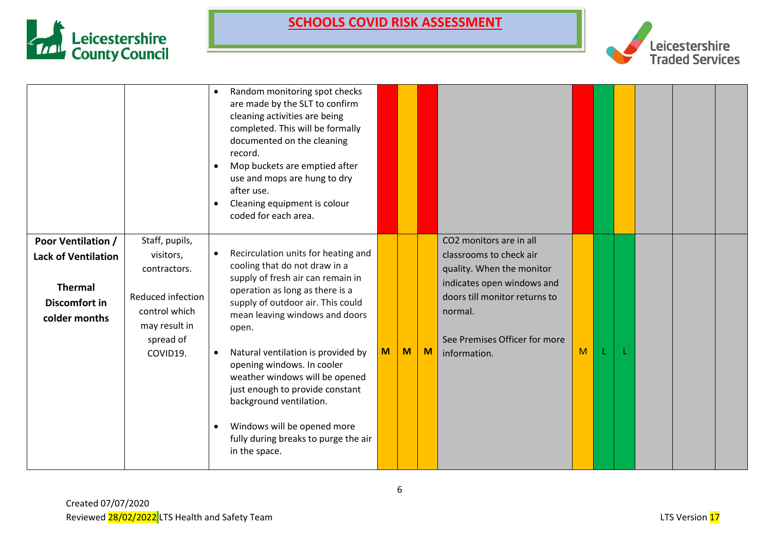# SCHOOLS COVID RISK ASSESSMENT

| | | | | | | | | | | | | |
|---|---|---|---|---|---|---|---|---|---|---|---|---|
| | | • Random monitoring spot checks are made by the SLT to confirm cleaning activities are being completed. This will be formally documented on the cleaning record.<br>• Mop buckets are emptied after use and mops are hung to dry after use.<br>• Cleaning equipment is colour coded for each area. | | | | | | | | | | |
| **Poor Ventilation / Lack of Ventilation**<br><br>**Thermal Discomfort in colder months** | Staff, pupils, visitors, contractors.<br><br>Reduced infection control which may result in spread of COVID19. | • Recirculation units for heating and cooling that do not draw in a supply of fresh air can remain in operation as long as there is a supply of outdoor air. This could mean leaving windows and doors open.<br>• Natural ventilation is provided by opening windows. In cooler weather windows will be opened just enough to provide constant background ventilation.<br>• Windows will be opened more fully during breaks to purge the air in the space. | **M** | **M** | **M** | CO2 monitors are in all classrooms to check air quality. When the monitor indicates open windows and doors till monitor returns to normal.<br><br>See Premises Officer for more information. | M | L | L | | | |

Created 07/07/2020
Reviewed 28/02/2022 LTS Health and Safety Team

LTS Version 17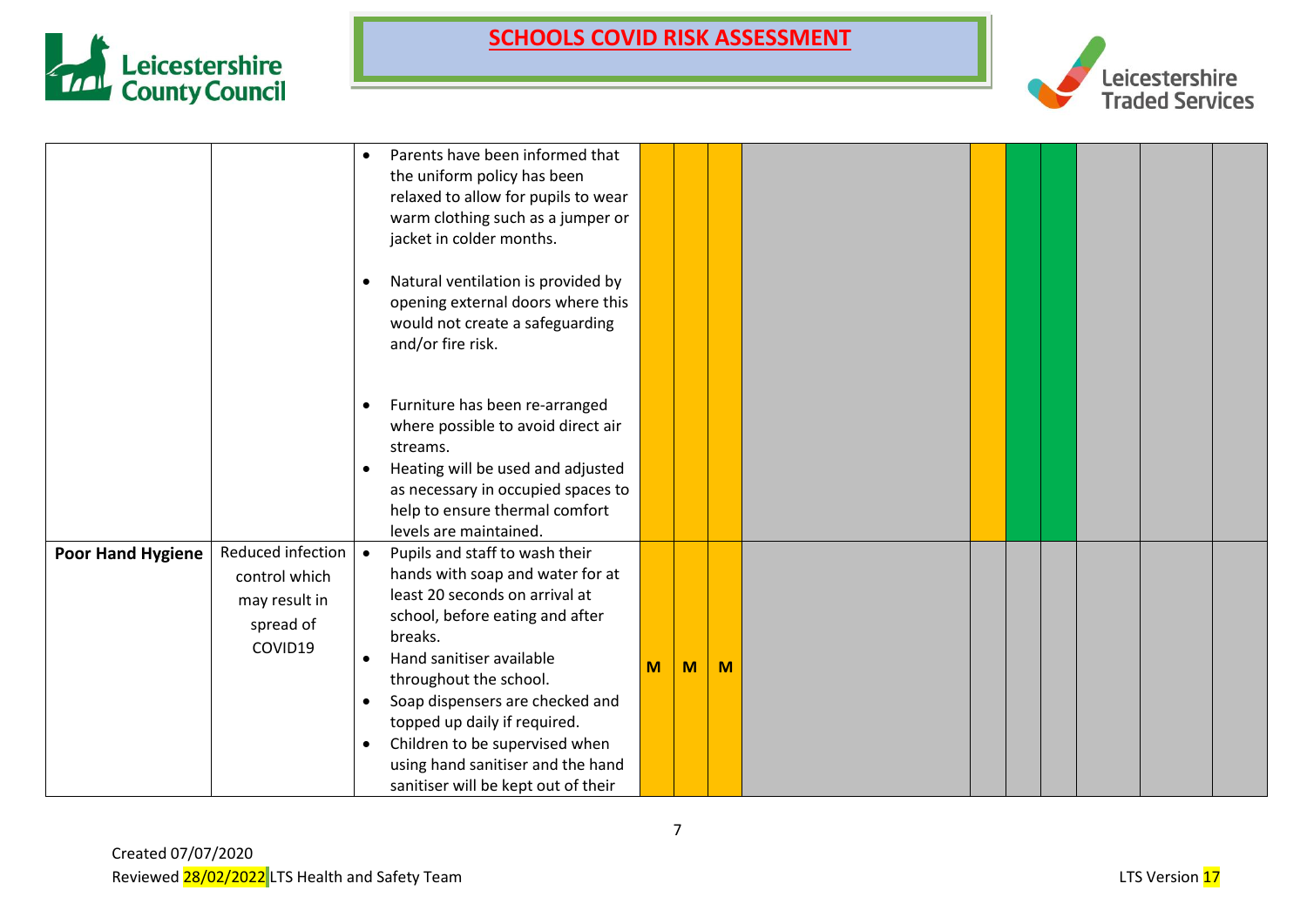# SCHOOLS COVID RISK ASSESSMENT

| | | | | | | | | | | | | | |
|---|---|---|---|---|---|---|---|---|---|---|---|---|---|
| | | • Parents have been informed that the uniform policy has been relaxed to allow for pupils to wear warm clothing such as a jumper or jacket in colder months.<br><br>• Natural ventilation is provided by opening external doors where this would not create a safeguarding and/or fire risk.<br><br>• Furniture has been re-arranged where possible to avoid direct air streams.<br>• Heating will be used and adjusted as necessary in occupied spaces to help to ensure thermal comfort levels are maintained. | | | | | | | | | | | |
| **Poor Hand Hygiene** | Reduced infection control which may result in spread of COVID19 | • Pupils and staff to wash their hands with soap and water for at least 20 seconds on arrival at school, before eating and after breaks.<br>• Hand sanitiser available throughout the school.<br>• Soap dispensers are checked and topped up daily if required.<br>• Children to be supervised when using hand sanitiser and the hand sanitiser will be kept out of their | M | M | M | | | | | | | | |

Created 07/07/2020
Reviewed 28/02/2022 LTS Health and Safety Team

LTS Version 17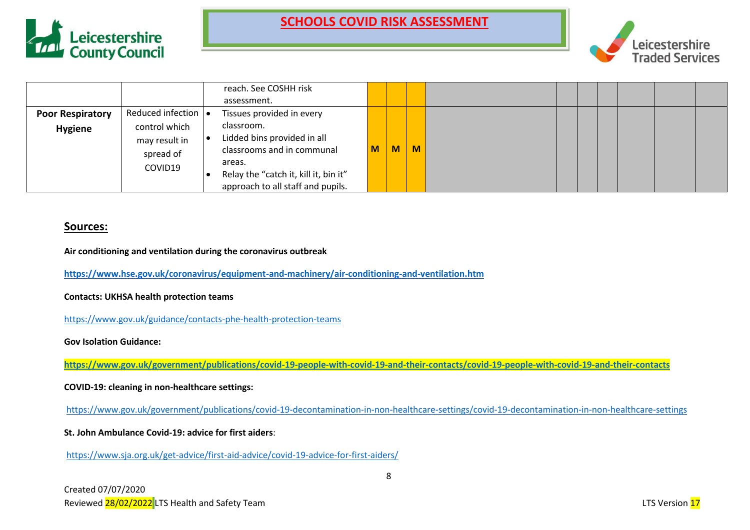| | | | | | | | | | | | | |
|---|---|---|---|---|---|---|---|---|---|---|---|---|
| | | reach. See COSHH risk assessment. | | | | | | | | | | |
| **Poor Respiratory Hygiene** | Reduced infection control which may result in spread of COVID19 | • Tissues provided in every classroom.<br>• Lidded bins provided in all classrooms and in communal areas.<br>• Relay the "catch it, kill it, bin it" approach to all staff and pupils. | M | M | M | | | | | | | |

## Sources:

**Air conditioning and ventilation during the coronavirus outbreak**

**https://www.hse.gov.uk/coronavirus/equipment-and-machinery/air-conditioning-and-ventilation.htm**

**Contacts: UKHSA health protection teams**

https://www.gov.uk/guidance/contacts-phe-health-protection-teams

**Gov Isolation Guidance:**

**https://www.gov.uk/government/publications/covid-19-people-with-covid-19-and-their-contacts/covid-19-people-with-covid-19-and-their-contacts**

**COVID-19: cleaning in non-healthcare settings:**

https://www.gov.uk/government/publications/covid-19-decontamination-in-non-healthcare-settings/covid-19-decontamination-in-non-healthcare-settings

**St. John Ambulance Covid-19: advice for first aiders**:

https://www.sja.org.uk/get-advice/first-aid-advice/covid-19-advice-for-first-aiders/

Created 07/07/2020
Reviewed 28/02/2022 LTS Health and Safety Team

LTS Version 17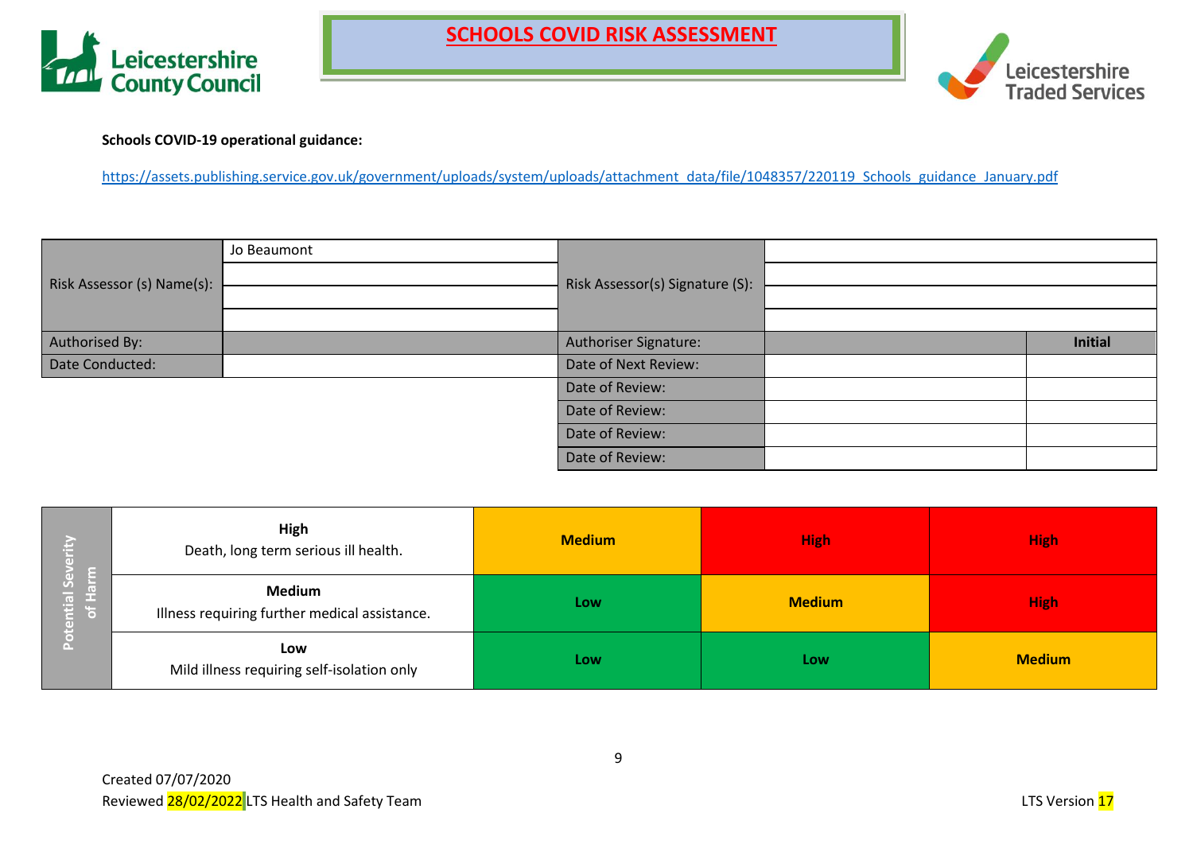# SCHOOLS COVID RISK ASSESSMENT

Leicestershire County Council

Leicestershire Traded Services

**Schools COVID-19 operational guidance:**

https://assets.publishing.service.gov.uk/government/uploads/system/uploads/attachment_data/file/1048357/220119_Schools_guidance_January.pdf

| Risk Assessor (s) Name(s): | Jo Beaumont | Risk Assessor(s) Signature (S): | | |
|---|---|---|---|---|
| | | | | |
| | | | | |
| | | | | |
| Authorised By: | | Authoriser Signature: | | **Initial** |
| Date Conducted: | | Date of Next Review: | | |
| | | Date of Review: | | |
| | | Date of Review: | | |
| | | Date of Review: | | |
| | | Date of Review: | | |

| Potential Severity of Harm | | | | |
|---|---|---|---|---|
| | **High** Death, long term serious ill health. | **Medium** | **High** | **High** |
| | **Medium** Illness requiring further medical assistance. | **Low** | **Medium** | **High** |
| | **Low** Mild illness requiring self-isolation only | **Low** | **Low** | **Medium** |

Created 07/07/2020

Reviewed 28/02/2022 LTS Health and Safety Team

LTS Version 17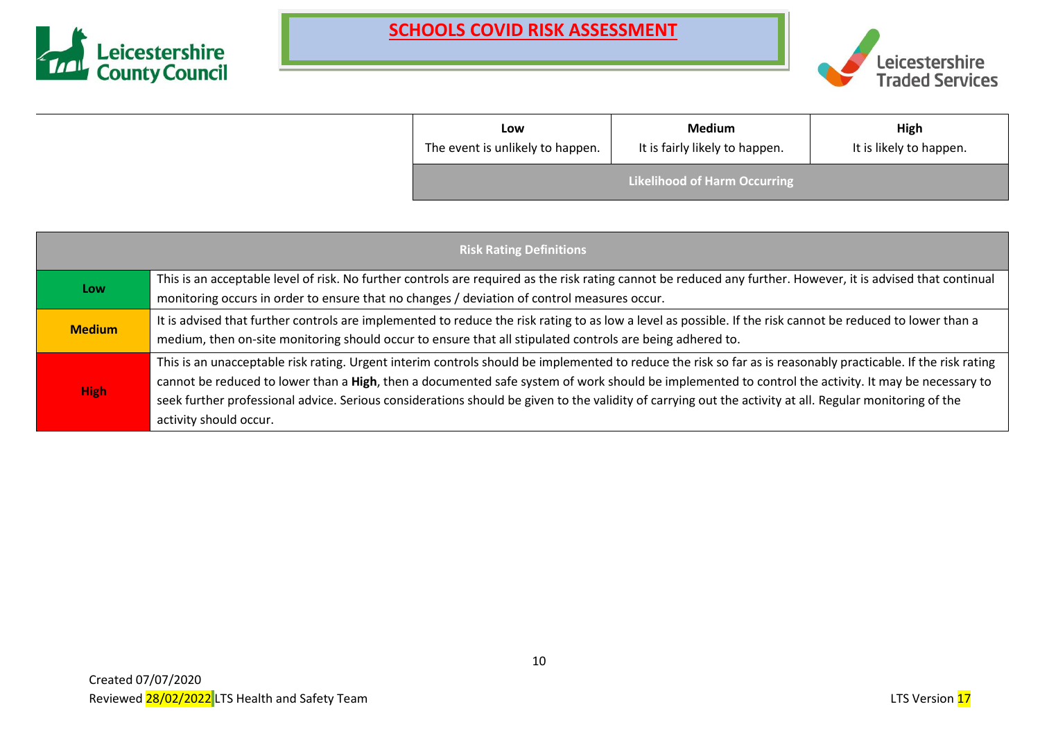| Low | Medium | High |
|---|---|---|
| The event is unlikely to happen. | It is fairly likely to happen. | It is likely to happen. |
| Likelihood of Harm Occurring | | |

| Risk Rating Definitions | |
|---|---|
| **Low** | This is an acceptable level of risk. No further controls are required as the risk rating cannot be reduced any further. However, it is advised that continual monitoring occurs in order to ensure that no changes / deviation of control measures occur. |
| **Medium** | It is advised that further controls are implemented to reduce the risk rating to as low a level as possible. If the risk cannot be reduced to lower than a medium, then on-site monitoring should occur to ensure that all stipulated controls are being adhered to. |
| **High** | This is an unacceptable risk rating. Urgent interim controls should be implemented to reduce the risk so far as is reasonably practicable. If the risk rating cannot be reduced to lower than a **High**, then a documented safe system of work should be implemented to control the activity. It may be necessary to seek further professional advice. Serious considerations should be given to the validity of carrying out the activity at all. Regular monitoring of the activity should occur. |